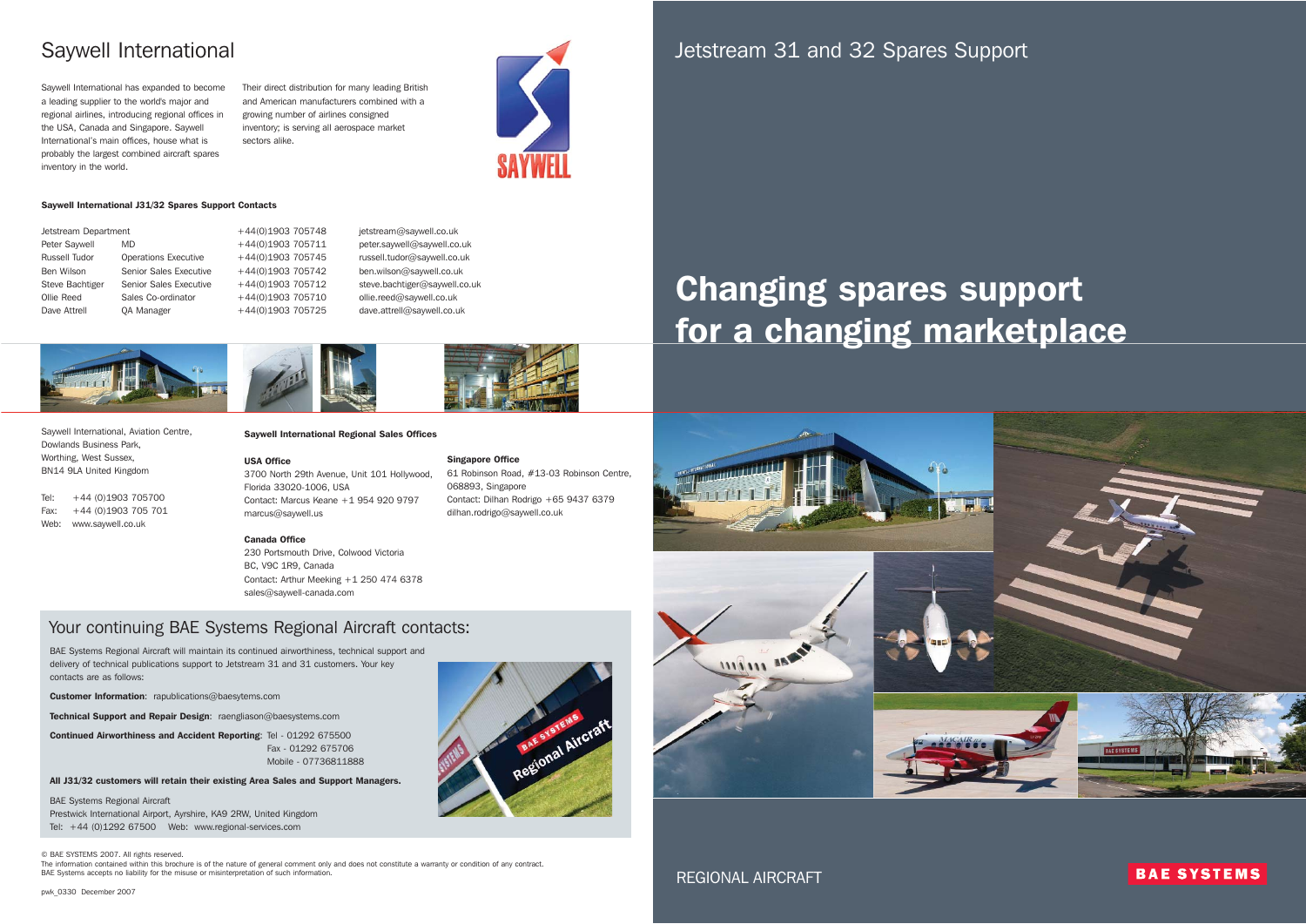# Saywell International

Saywell International has expanded to become a leading supplier to the world's major and regional airlines, introducing regional offices in the USA, Canada and Singapore. Saywell International's main offices, house what is probably the largest combined aircraft spares inventory in the world.

Their direct distribution for many leading British and American manufacturers combined with a growing number of airlines consigned inventory; is serving all aerospace market sectors alike.

**Saywell International J31/32 Spares Support Contacts**

| Name | Role | Phone | Email |
|---|---|---|---|
| Jetstream Department | | +44(0)1903 705748 | jetstream@saywell.co.uk |
| Peter Saywell | MD | +44(0)1903 705711 | peter.saywell@saywell.co.uk |
| Russell Tudor | Operations Executive | +44(0)1903 705745 | russell.tudor@saywell.co.uk |
| Ben Wilson | Senior Sales Executive | +44(0)1903 705742 | ben.wilson@saywell.co.uk |
| Steve Bachtiger | Senior Sales Executive | +44(0)1903 705712 | steve.bachtiger@saywell.co.uk |
| Ollie Reed | Sales Co-ordinator | +44(0)1903 705710 | ollie.reed@saywell.co.uk |
| Dave Attrell | QA Manager | +44(0)1903 705725 | dave.attrell@saywell.co.uk |

Saywell International, Aviation Centre,
Dowlands Business Park,
Worthing, West Sussex,
BN14 9LA United Kingdom

Tel: +44 (0)1903 705700
Fax: +44 (0)1903 705 701
Web: www.saywell.co.uk

**Saywell International Regional Sales Offices**

**USA Office**
3700 North 29th Avenue, Unit 101 Hollywood, Florida 33020-1006, USA
Contact: Marcus Keane +1 954 920 9797
marcus@saywell.us

**Canada Office**
230 Portsmouth Drive, Colwood Victoria
BC, V9C 1R9, Canada
Contact: Arthur Meeking +1 250 474 6378
sales@saywell-canada.com

**Singapore Office**
61 Robinson Road, #13-03 Robinson Centre, 068893, Singapore
Contact: Dilhan Rodrigo +65 9437 6379
dilhan.rodrigo@saywell.co.uk

## Your continuing BAE Systems Regional Aircraft contacts:

BAE Systems Regional Aircraft will maintain its continued airworthiness, technical support and delivery of technical publications support to Jetstream 31 and 31 customers. Your key contacts are as follows:

**Customer Information**: rapublications@baesytems.com

**Technical Support and Repair Design**: raengliason@baesystems.com

**Continued Airworthiness and Accident Reporting**: Tel - 01292 675500
Fax - 01292 675706
Mobile - 07736811888

**All J31/32 customers will retain their existing Area Sales and Support Managers.**

BAE Systems Regional Aircraft
Prestwick International Airport, Ayrshire, KA9 2RW, United Kingdom
Tel: +44 (0)1292 67500 Web: www.regional-services.com

© BAE SYSTEMS 2007. All rights reserved.
The information contained within this brochure is of the nature of general comment only and does not constitute a warranty or condition of any contract.
BAE Systems accepts no liability for the misuse or misinterpretation of such information.

pwk_0330 December 2007

# Jetstream 31 and 32 Spares Support

# Changing spares support for a changing marketplace

REGIONAL AIRCRAFT

BAE SYSTEMS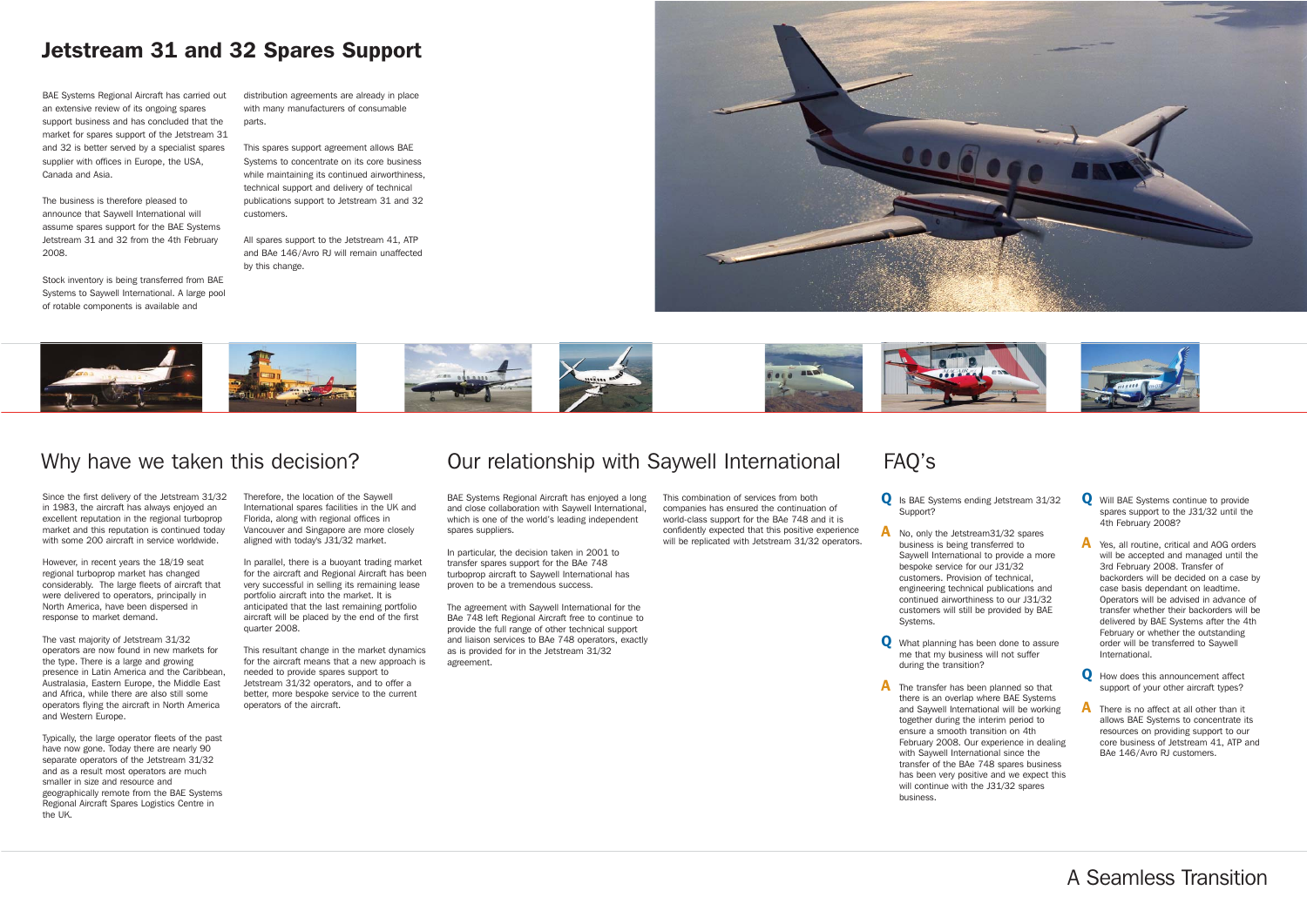# Jetstream 31 and 32 Spares Support

BAE Systems Regional Aircraft has carried out an extensive review of its ongoing spares support business and has concluded that the market for spares support of the Jetstream 31 and 32 is better served by a specialist spares supplier with offices in Europe, the USA, Canada and Asia.

The business is therefore pleased to announce that Saywell International will assume spares support for the BAE Systems Jetstream 31 and 32 from the 4th February 2008.

Stock inventory is being transferred from BAE Systems to Saywell International. A large pool of rotable components is available and distribution agreements are already in place with many manufacturers of consumable parts.

This spares support agreement allows BAE Systems to concentrate on its core business while maintaining its continued airworthiness, technical support and delivery of technical publications support to Jetstream 31 and 32 customers.

All spares support to the Jetstream 41, ATP and BAe 146/Avro RJ will remain unaffected by this change.

## Why have we taken this decision?

Since the first delivery of the Jetstream 31/32 in 1983, the aircraft has always enjoyed an excellent reputation in the regional turboprop market and this reputation is continued today with some 200 aircraft in service worldwide.

However, in recent years the 18/19 seat regional turboprop market has changed considerably. The large fleets of aircraft that were delivered to operators, principally in North America, have been dispersed in response to market demand.

The vast majority of Jetstream 31/32 operators are now found in new markets for the type. There is a large and growing presence in Latin America and the Caribbean, Australasia, Eastern Europe, the Middle East and Africa, while there are also still some operators flying the aircraft in North America and Western Europe.

Typically, the large operator fleets of the past have now gone. Today there are nearly 90 separate operators of the Jetstream 31/32 and as a result most operators are much smaller in size and resource and geographically remote from the BAE Systems Regional Aircraft Spares Logistics Centre in the UK.

Therefore, the location of the Saywell International spares facilities in the UK and Florida, along with regional offices in Vancouver and Singapore are more closely aligned with today's J31/32 market.

In parallel, there is a buoyant trading market for the aircraft and Regional Aircraft has been very successful in selling its remaining lease portfolio aircraft into the market. It is anticipated that the last remaining portfolio aircraft will be placed by the end of the first quarter 2008.

This resultant change in the market dynamics for the aircraft means that a new approach is needed to provide spares support to Jetstream 31/32 operators, and to offer a better, more bespoke service to the current operators of the aircraft.

## Our relationship with Saywell International

BAE Systems Regional Aircraft has enjoyed a long and close collaboration with Saywell International, which is one of the world's leading independent spares suppliers.

In particular, the decision taken in 2001 to transfer spares support for the BAe 748 turboprop aircraft to Saywell International has proven to be a tremendous success.

The agreement with Saywell International for the BAe 748 left Regional Aircraft free to continue to provide the full range of other technical support and liaison services to BAe 748 operators, exactly as is provided for in the Jetstream 31/32 agreement.

This combination of services from both companies has ensured the continuation of world-class support for the BAe 748 and it is confidently expected that this positive experience will be replicated with Jetstream 31/32 operators.

## FAQ's

**Q** Is BAE Systems ending Jetstream 31/32 Support?

**A** No, only the Jetstream31/32 spares business is being transferred to Saywell International to provide a more bespoke service for our J31/32 customers. Provision of technical, engineering technical publications and continued airworthiness to our J31/32 customers will still be provided by BAE Systems.

**Q** What planning has been done to assure me that my business will not suffer during the transition?

**A** The transfer has been planned so that there is an overlap where BAE Systems and Saywell International will be working together during the interim period to ensure a smooth transition on 4th February 2008. Our experience in dealing with Saywell International since the transfer of the BAe 748 spares business has been very positive and we expect this will continue with the J31/32 spares business.

**Q** Will BAE Systems continue to provide spares support to the J31/32 until the 4th February 2008?

**A** Yes, all routine, critical and AOG orders will be accepted and managed until the 3rd February 2008. Transfer of backorders will be decided on a case by case basis dependant on leadtime. Operators will be advised in advance of transfer whether their backorders will be delivered by BAE Systems after the 4th February or whether the outstanding order will be transferred to Saywell International.

**Q** How does this announcement affect support of your other aircraft types?

**A** There is no affect at all other than it allows BAE Systems to concentrate its resources on providing support to our core business of Jetstream 41, ATP and BAe 146/Avro RJ customers.

A Seamless Transition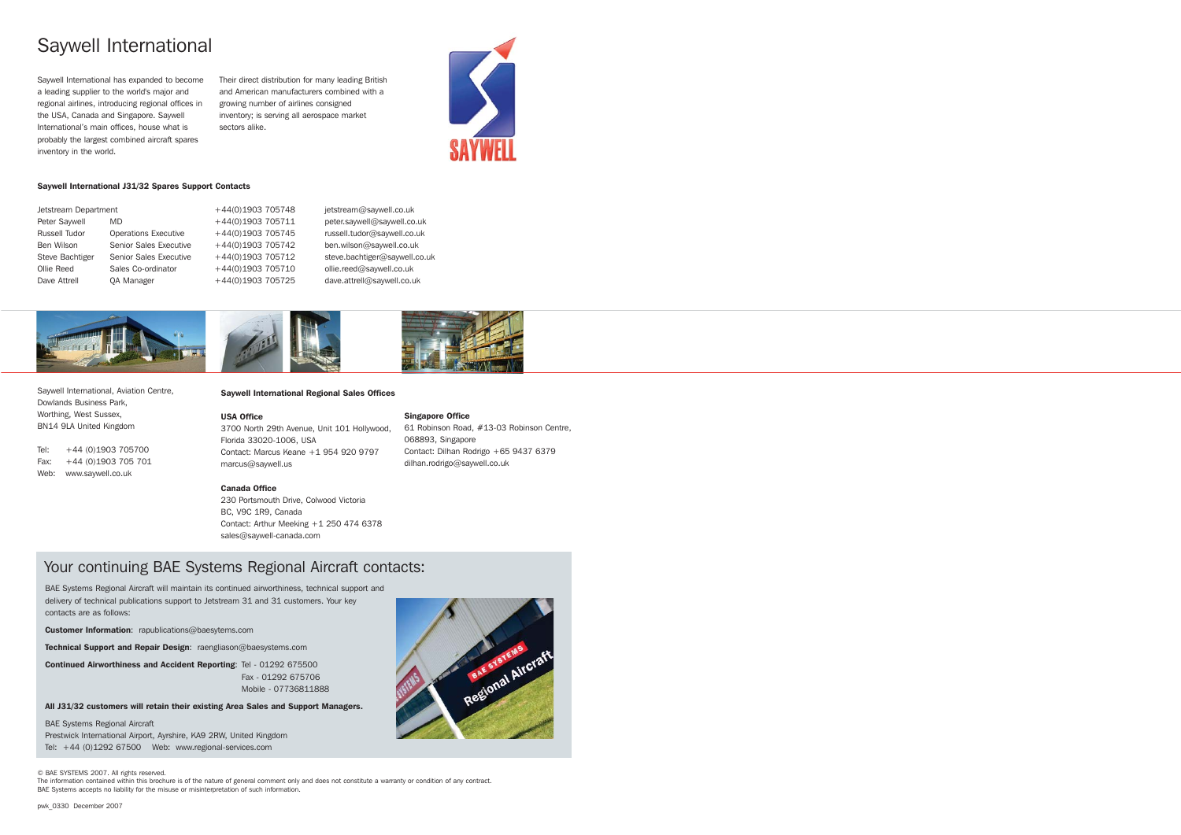# Saywell International

Saywell International has expanded to become a leading supplier to the world's major and regional airlines, introducing regional offices in the USA, Canada and Singapore. Saywell International's main offices, house what is probably the largest combined aircraft spares inventory in the world.

Their direct distribution for many leading British and American manufacturers combined with a growing number of airlines consigned inventory; is serving all aerospace market sectors alike.

**Saywell International J31/32 Spares Support Contacts**

| | | | |
|---|---|---|---|
| Jetstream Department | | +44(0)1903 705748 | jetstream@saywell.co.uk |
| Peter Saywell | MD | +44(0)1903 705711 | peter.saywell@saywell.co.uk |
| Russell Tudor | Operations Executive | +44(0)1903 705745 | russell.tudor@saywell.co.uk |
| Ben Wilson | Senior Sales Executive | +44(0)1903 705742 | ben.wilson@saywell.co.uk |
| Steve Bachtiger | Senior Sales Executive | +44(0)1903 705712 | steve.bachtiger@saywell.co.uk |
| Ollie Reed | Sales Co-ordinator | +44(0)1903 705710 | ollie.reed@saywell.co.uk |
| Dave Attrell | QA Manager | +44(0)1903 705725 | dave.attrell@saywell.co.uk |

Saywell International, Aviation Centre,
Dowlands Business Park,
Worthing, West Sussex,
BN14 9LA United Kingdom

Tel: +44 (0)1903 705700
Fax: +44 (0)1903 705 701
Web: www.saywell.co.uk

**Saywell International Regional Sales Offices**

**USA Office**
3700 North 29th Avenue, Unit 101 Hollywood, Florida 33020-1006, USA
Contact: Marcus Keane +1 954 920 9797
marcus@saywell.us

**Canada Office**
230 Portsmouth Drive, Colwood Victoria
BC, V9C 1R9, Canada
Contact: Arthur Meeking +1 250 474 6378
sales@saywell-canada.com

**Singapore Office**
61 Robinson Road, #13-03 Robinson Centre, 068893, Singapore
Contact: Dilhan Rodrigo +65 9437 6379
dilhan.rodrigo@saywell.co.uk

## Your continuing BAE Systems Regional Aircraft contacts:

BAE Systems Regional Aircraft will maintain its continued airworthiness, technical support and delivery of technical publications support to Jetstream 31 and 31 customers. Your key contacts are as follows:

**Customer Information**: rapublications@baesytems.com

**Technical Support and Repair Design**: raengliason@baesystems.com

**Continued Airworthiness and Accident Reporting**: Tel - 01292 675500
Fax - 01292 675706
Mobile - 07736811888

**All J31/32 customers will retain their existing Area Sales and Support Managers.**

BAE Systems Regional Aircraft
Prestwick International Airport, Ayrshire, KA9 2RW, United Kingdom
Tel: +44 (0)1292 67500 Web: www.regional-services.com

© BAE SYSTEMS 2007. All rights reserved.
The information contained within this brochure is of the nature of general comment only and does not constitute a warranty or condition of any contract.
BAE Systems accepts no liability for the misuse or misinterpretation of such information.

pwk_0330 December 2007